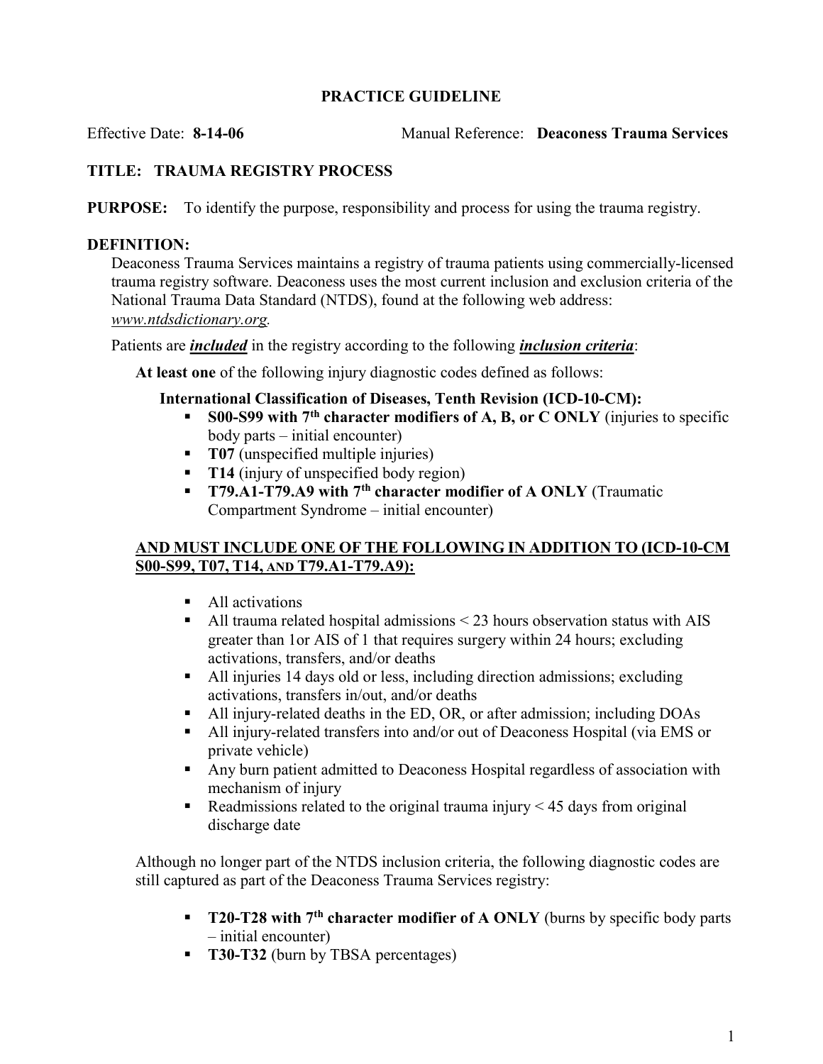## PRACTICE GUIDELINE

Effective Date: **8-14-06** Manual Reference: **Deaconess Trauma Services**

### TITLE: TRAUMA REGISTRY PROCESS

**PURPOSE:** To identify the purpose, responsibility and process for using the trauma registry.

**DEFINITION:**

Deaconess Trauma Services maintains a registry of trauma patients using commercially-licensed trauma registry software. Deaconess uses the most current inclusion and exclusion criteria of the National Trauma Data Standard (NTDS), found at the following web address: *www.ntdsdictionary.org.*

Patients are ***included*** in the registry according to the following ***inclusion criteria***:

**At least one** of the following injury diagnostic codes defined as follows:

**International Classification of Diseases, Tenth Revision (ICD-10-CM):**

- **S00-S99 with 7th character modifiers of A, B, or C ONLY** (injuries to specific body parts – initial encounter)
- **T07** (unspecified multiple injuries)
- **T14** (injury of unspecified body region)
- **T79.A1-T79.A9 with 7th character modifier of A ONLY** (Traumatic Compartment Syndrome – initial encounter)

**AND MUST INCLUDE ONE OF THE FOLLOWING IN ADDITION TO (ICD-10-CM S00-S99, T07, T14, AND T79.A1-T79.A9):**

- All activations
- All trauma related hospital admissions < 23 hours observation status with AIS greater than 1or AIS of 1 that requires surgery within 24 hours; excluding activations, transfers, and/or deaths
- All injuries 14 days old or less, including direction admissions; excluding activations, transfers in/out, and/or deaths
- All injury-related deaths in the ED, OR, or after admission; including DOAs
- All injury-related transfers into and/or out of Deaconess Hospital (via EMS or private vehicle)
- Any burn patient admitted to Deaconess Hospital regardless of association with mechanism of injury
- Readmissions related to the original trauma injury < 45 days from original discharge date

Although no longer part of the NTDS inclusion criteria, the following diagnostic codes are still captured as part of the Deaconess Trauma Services registry:

- **T20-T28 with 7th character modifier of A ONLY** (burns by specific body parts – initial encounter)
- **T30-T32** (burn by TBSA percentages)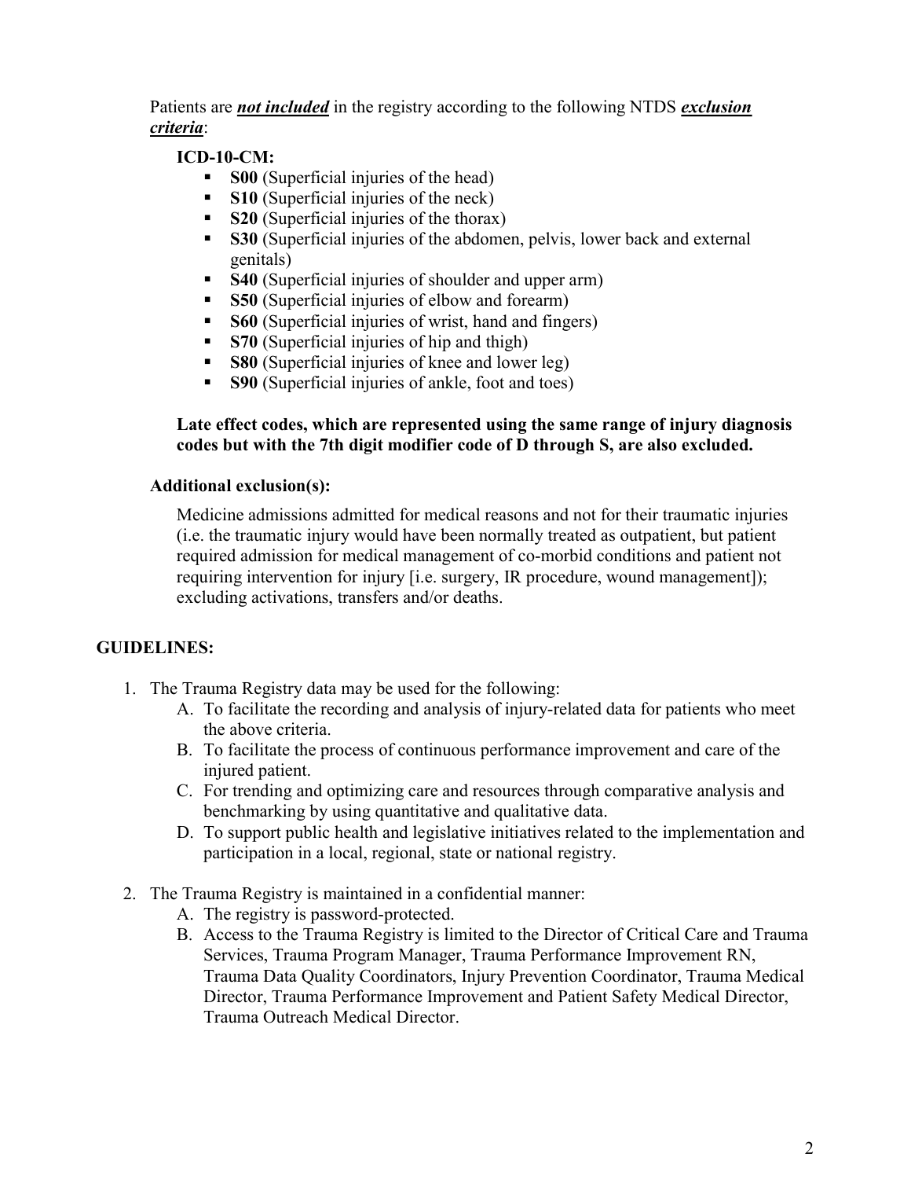Patients are ***not included*** in the registry according to the following NTDS ***exclusion criteria***:

**ICD-10-CM:**

- **S00** (Superficial injuries of the head)
- **S10** (Superficial injuries of the neck)
- **S20** (Superficial injuries of the thorax)
- **S30** (Superficial injuries of the abdomen, pelvis, lower back and external genitals)
- **S40** (Superficial injuries of shoulder and upper arm)
- **S50** (Superficial injuries of elbow and forearm)
- **S60** (Superficial injuries of wrist, hand and fingers)
- **S70** (Superficial injuries of hip and thigh)
- **S80** (Superficial injuries of knee and lower leg)
- **S90** (Superficial injuries of ankle, foot and toes)

**Late effect codes, which are represented using the same range of injury diagnosis codes but with the 7th digit modifier code of D through S, are also excluded.**

**Additional exclusion(s):**

Medicine admissions admitted for medical reasons and not for their traumatic injuries (i.e. the traumatic injury would have been normally treated as outpatient, but patient required admission for medical management of co-morbid conditions and patient not requiring intervention for injury [i.e. surgery, IR procedure, wound management]); excluding activations, transfers and/or deaths.

## GUIDELINES:

1. The Trauma Registry data may be used for the following:
   A. To facilitate the recording and analysis of injury-related data for patients who meet the above criteria.
   B. To facilitate the process of continuous performance improvement and care of the injured patient.
   C. For trending and optimizing care and resources through comparative analysis and benchmarking by using quantitative and qualitative data.
   D. To support public health and legislative initiatives related to the implementation and participation in a local, regional, state or national registry.

2. The Trauma Registry is maintained in a confidential manner:
   A. The registry is password-protected.
   B. Access to the Trauma Registry is limited to the Director of Critical Care and Trauma Services, Trauma Program Manager, Trauma Performance Improvement RN, Trauma Data Quality Coordinators, Injury Prevention Coordinator, Trauma Medical Director, Trauma Performance Improvement and Patient Safety Medical Director, Trauma Outreach Medical Director.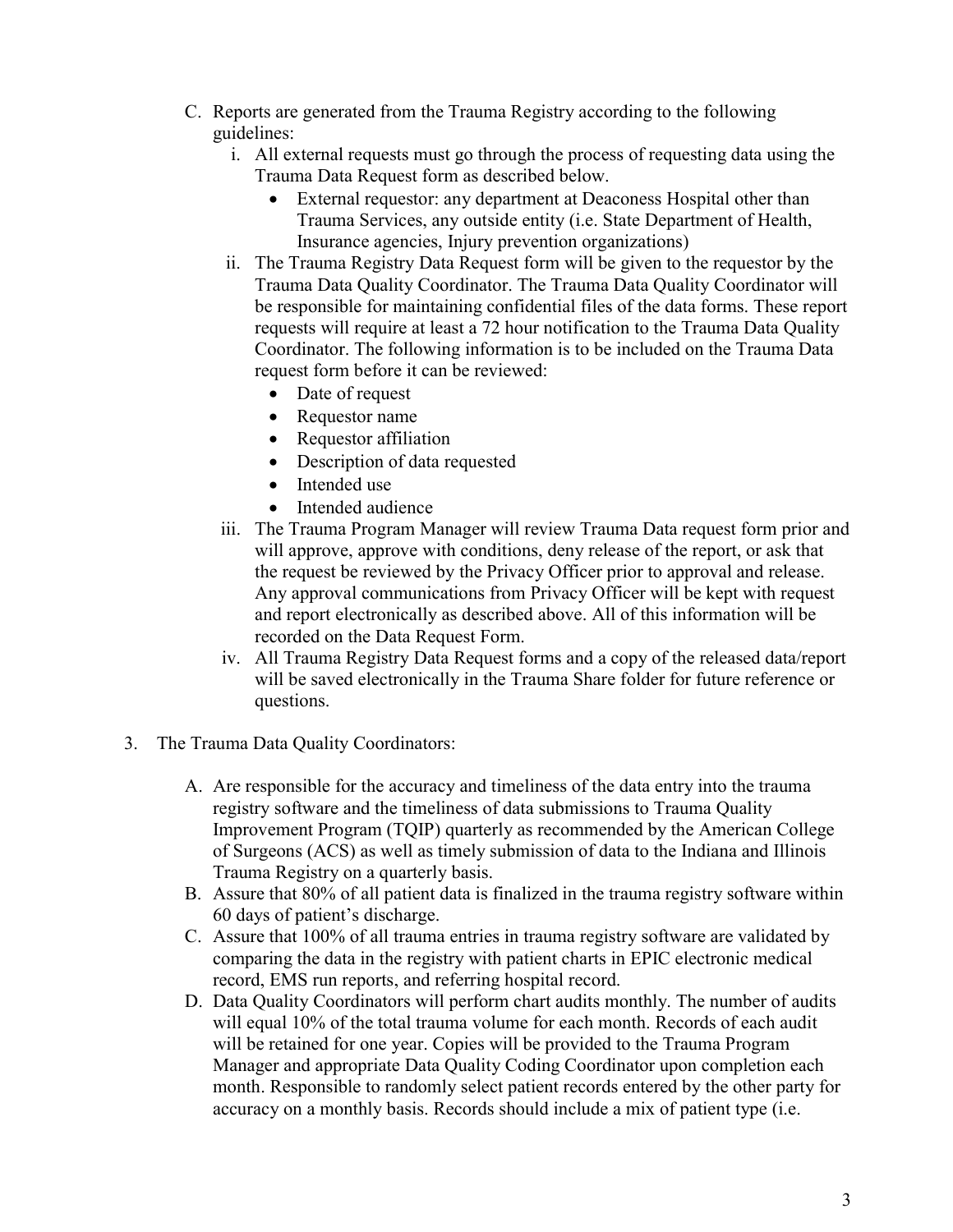C. Reports are generated from the Trauma Registry according to the following guidelines:

   i. All external requests must go through the process of requesting data using the Trauma Data Request form as described below.
      - External requestor: any department at Deaconess Hospital other than Trauma Services, any outside entity (i.e. State Department of Health, Insurance agencies, Injury prevention organizations)

   ii. The Trauma Registry Data Request form will be given to the requestor by the Trauma Data Quality Coordinator. The Trauma Data Quality Coordinator will be responsible for maintaining confidential files of the data forms. These report requests will require at least a 72 hour notification to the Trauma Data Quality Coordinator. The following information is to be included on the Trauma Data request form before it can be reviewed:
      - Date of request
      - Requestor name
      - Requestor affiliation
      - Description of data requested
      - Intended use
      - Intended audience

   iii. The Trauma Program Manager will review Trauma Data request form prior and will approve, approve with conditions, deny release of the report, or ask that the request be reviewed by the Privacy Officer prior to approval and release. Any approval communications from Privacy Officer will be kept with request and report electronically as described above. All of this information will be recorded on the Data Request Form.

   iv. All Trauma Registry Data Request forms and a copy of the released data/report will be saved electronically in the Trauma Share folder for future reference or questions.

3. The Trauma Data Quality Coordinators:

   A. Are responsible for the accuracy and timeliness of the data entry into the trauma registry software and the timeliness of data submissions to Trauma Quality Improvement Program (TQIP) quarterly as recommended by the American College of Surgeons (ACS) as well as timely submission of data to the Indiana and Illinois Trauma Registry on a quarterly basis.

   B. Assure that 80% of all patient data is finalized in the trauma registry software within 60 days of patient's discharge.

   C. Assure that 100% of all trauma entries in trauma registry software are validated by comparing the data in the registry with patient charts in EPIC electronic medical record, EMS run reports, and referring hospital record.

   D. Data Quality Coordinators will perform chart audits monthly. The number of audits will equal 10% of the total trauma volume for each month. Records of each audit will be retained for one year. Copies will be provided to the Trauma Program Manager and appropriate Data Quality Coding Coordinator upon completion each month. Responsible to randomly select patient records entered by the other party for accuracy on a monthly basis. Records should include a mix of patient type (i.e.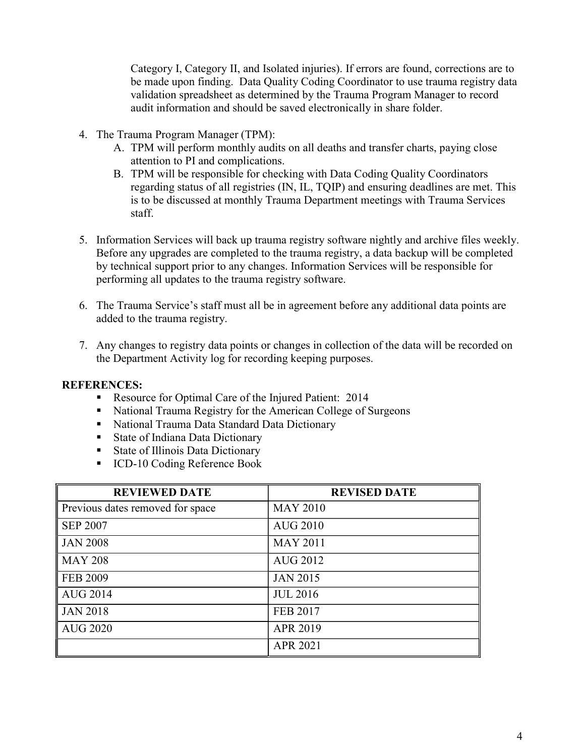Category I, Category II, and Isolated injuries). If errors are found, corrections are to be made upon finding. Data Quality Coding Coordinator to use trauma registry data validation spreadsheet as determined by the Trauma Program Manager to record audit information and should be saved electronically in share folder.

4. The Trauma Program Manager (TPM):
   A. TPM will perform monthly audits on all deaths and transfer charts, paying close attention to PI and complications.
   B. TPM will be responsible for checking with Data Coding Quality Coordinators regarding status of all registries (IN, IL, TQIP) and ensuring deadlines are met. This is to be discussed at monthly Trauma Department meetings with Trauma Services staff.

5. Information Services will back up trauma registry software nightly and archive files weekly. Before any upgrades are completed to the trauma registry, a data backup will be completed by technical support prior to any changes. Information Services will be responsible for performing all updates to the trauma registry software.

6. The Trauma Service's staff must all be in agreement before any additional data points are added to the trauma registry.

7. Any changes to registry data points or changes in collection of the data will be recorded on the Department Activity log for recording keeping purposes.

**REFERENCES:**

- Resource for Optimal Care of the Injured Patient: 2014
- National Trauma Registry for the American College of Surgeons
- National Trauma Data Standard Data Dictionary
- State of Indiana Data Dictionary
- State of Illinois Data Dictionary
- ICD-10 Coding Reference Book

| REVIEWED DATE | REVISED DATE |
|---|---|
| Previous dates removed for space | MAY 2010 |
| SEP 2007 | AUG 2010 |
| JAN 2008 | MAY 2011 |
| MAY 208 | AUG 2012 |
| FEB 2009 | JAN 2015 |
| AUG 2014 | JUL 2016 |
| JAN 2018 | FEB 2017 |
| AUG 2020 | APR 2019 |
| | APR 2021 |